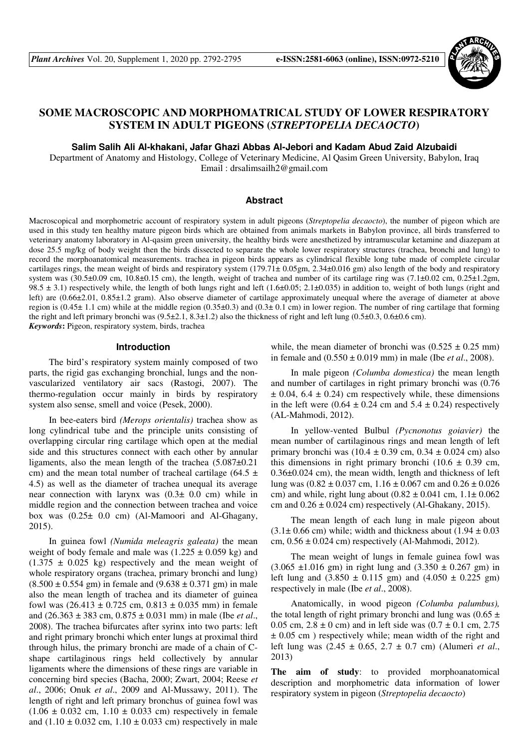# SOME MACROSCOPIC AND MORPHOMATRICAL STUDY OF LOWER RESPIRATORY SYSTEM IN ADULT PIGEONS (*STREPTOPELIA DECAOCTO*)

**Salim Salih Ali Al-khakani, Jafar Ghazi Abbas Al-Jebori and Kadam Abud Zaid Alzubaidi**

Department of Anatomy and Histology, College of Veterinary Medicine, Al Qasim Green University, Babylon, Iraq
Email : drsalimsailh2@gmail.com

## Abstract

Macroscopical and morphometric account of respiratory system in adult pigeons (*Streptopelia decaocto*), the number of pigeon which are used in this study ten healthy mature pigeon birds which are obtained from animals markets in Babylon province, all birds transferred to veterinary anatomy laboratory in Al-qasim green university, the healthy birds were anesthetized by intramuscular ketamine and diazepam at dose 25.5 mg/kg of body weight then the birds dissected to separate the whole lower respiratory structures (trachea, bronchi and lung) to record the morphoanatomical measurements. trachea in pigeon birds appears as cylindrical flexible long tube made of complete circular cartilages rings, the mean weight of birds and respiratory system (179.71± 0.05gm, 2.34±0.016 gm) also length of the body and respiratory system was (30.5±0.09 cm, 10.8±0.15 cm), the length, weight of trachea and number of its cartilage ring was (7.1±0.02 cm, 0.25±1.2gm, 98.5 ± 3.1) respectively while, the length of both lungs right and left (1.6±0.05; 2.1±0.035) in addition to, weight of both lungs (right and left) are (0.66±2.01, 0.85±1.2 gram). Also observe diameter of cartilage approximately unequal where the average of diameter at above region is (0.45± 1.1 cm) while at the middle region (0.35±0.3) and (0.3± 0.1 cm) in lower region. The number of ring cartilage that forming the right and left primary bronchi was (9.5±2.1, 8.3±1.2) also the thickness of right and left lung (0.5±0.3, 0.6±0.6 cm).

***Keywords*:** Pigeon, respiratory system, birds, trachea

## Introduction

The bird's respiratory system mainly composed of two parts, the rigid gas exchanging bronchial, lungs and the non-vascularized ventilatory air sacs (Rastogi, 2007). The thermo-regulation occur mainly in birds by respiratory system also sense, smell and voice (Pesek, 2000).

In bee-eaters bird *(Merops orientalis)* trachea show as long cylindrical tube and the principle units consisting of overlapping circular ring cartilage which open at the medial side and this structures connect with each other by annular ligaments, also the mean length of the trachea (5.087±0.21 cm) and the mean total number of tracheal cartilage (64.5 ± 4.5) as well as the diameter of trachea unequal its average near connection with larynx was (0.3± 0.0 cm) while in middle region and the connection between trachea and voice box was (0.25± 0.0 cm) (Al-Mamoori and Al-Ghagany, 2015).

In guinea fowl *(Numida meleagris galeata)* the mean weight of body female and male was (1.225 ± 0.059 kg) and (1.375 ± 0.025 kg) respectively and the mean weight of whole respiratory organs (trachea, primary bronchi and lung) (8.500 ± 0.554 gm) in female and (9.638 ± 0.371 gm) in male also the mean length of trachea and its diameter of guinea fowl was (26.413 ± 0.725 cm, 0.813 ± 0.035 mm) in female and (26.363 ± 383 cm, 0.875 ± 0.031 mm) in male (Ibe *et al*., 2008). The trachea bifurcates after syrinx into two parts: left and right primary bronchi which enter lungs at proximal third through hilus, the primary bronchi are made of a chain of C-shape cartilaginous rings held collectively by annular ligaments where the dimensions of these rings are variable in concerning bird species (Bacha, 2000; Zwart, 2004; Reese *et al*., 2006; Onuk *et al*., 2009 and Al-Mussawy, 2011). The length of right and left primary bronchus of guinea fowl was (1.06 ± 0.032 cm, 1.10 ± 0.033 cm) respectively in female and (1.10 ± 0.032 cm, 1.10 ± 0.033 cm) respectively in male while, the mean diameter of bronchi was (0.525 ± 0.25 mm) in female and (0.550 ± 0.019 mm) in male (Ibe *et al*., 2008).

In male pigeon *(Columba domestica)* the mean length and number of cartilages in right primary bronchi was (0.76 ± 0.04, 6.4 ± 0.24) cm respectively while, these dimensions in the left were (0.64 ± 0.24 cm and 5.4 ± 0.24) respectively (AL-Mahmodi, 2012).

In yellow-vented Bulbul *(Pycnonotus goiavier)* the mean number of cartilaginous rings and mean length of left primary bronchi was (10.4 ± 0.39 cm, 0.34 ± 0.024 cm) also this dimensions in right primary bronchi (10.6 ± 0.39 cm, 0.36±0.024 cm), the mean width, length and thickness of left lung was (0.82 ± 0.037 cm, 1.16 ± 0.067 cm and 0.26 ± 0.026 cm) and while, right lung about (0.82 ± 0.041 cm, 1.1± 0.062 cm and 0.26 ± 0.024 cm) respectively (Al-Ghakany, 2015).

The mean length of each lung in male pigeon about (3.1± 0.66 cm) while; width and thickness about (1.94 ± 0.03 cm, 0.56 ± 0.024 cm) respectively (Al-Mahmodi, 2012).

The mean weight of lungs in female guinea fowl was (3.065 ±1.016 gm) in right lung and (3.350 ± 0.267 gm) in left lung and (3.850 ± 0.115 gm) and (4.050 ± 0.225 gm) respectively in male (Ibe *et al*., 2008).

Anatomically, in wood pigeon *(Columba palumbus),* the total length of right primary bronchi and lung was (0.65 ± 0.05 cm, 2.8 ± 0 cm) and in left side was (0.7 ± 0.1 cm, 2.75 ± 0.05 cm ) respectively while; mean width of the right and left lung was (2.45 ± 0.65, 2.7 ± 0.7 cm) (Alumeri *et al*., 2013)

**The aim of study**: to provided morphoanatomical description and morphometric data information of lower respiratory system in pigeon (*Streptopelia decaocto*)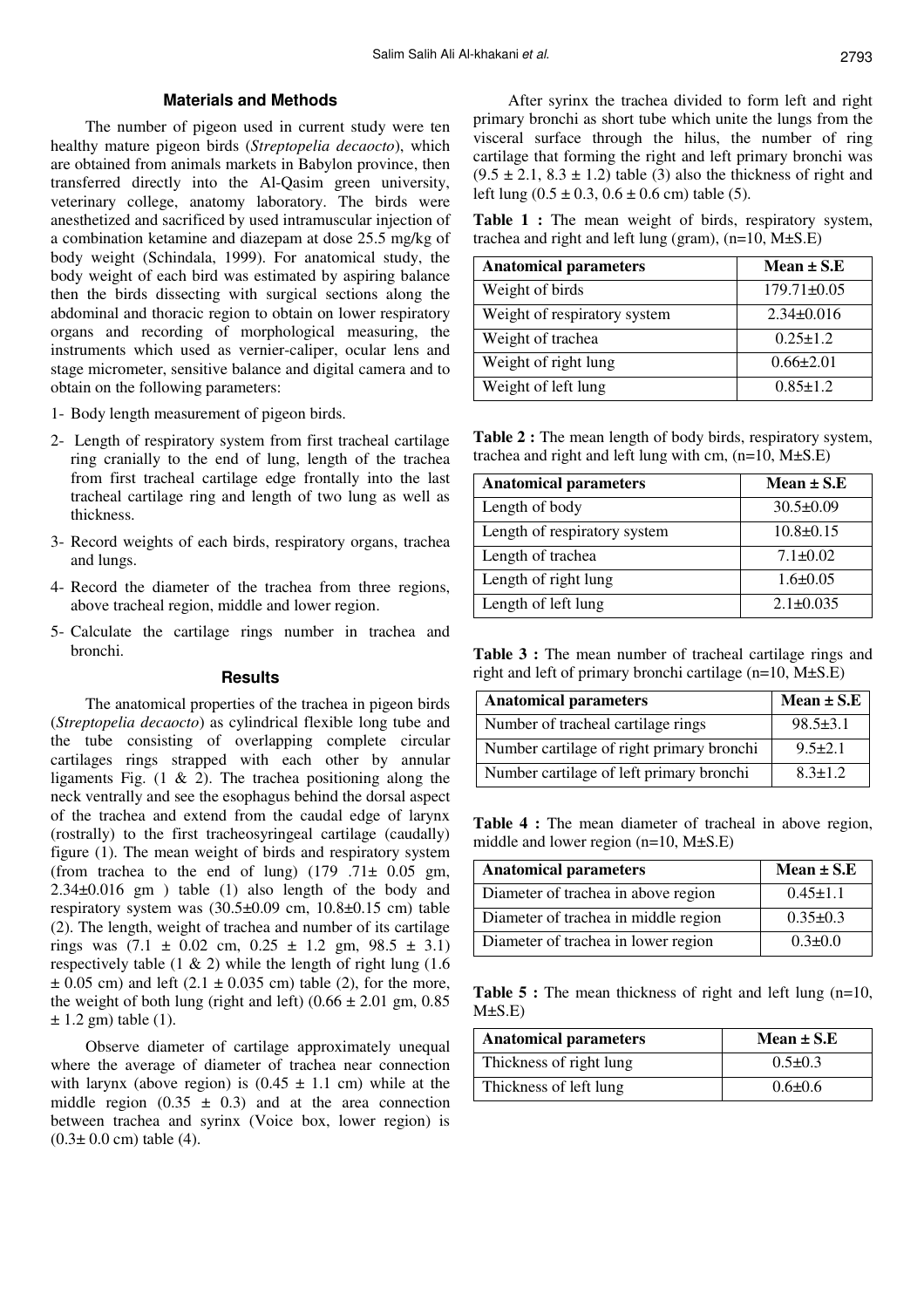## Materials and Methods

The number of pigeon used in current study were ten healthy mature pigeon birds (*Streptopelia decaocto*), which are obtained from animals markets in Babylon province, then transferred directly into the Al-Qasim green university, veterinary college, anatomy laboratory. The birds were anesthetized and sacrificed by used intramuscular injection of a combination ketamine and diazepam at dose 25.5 mg/kg of body weight (Schindala, 1999). For anatomical study, the body weight of each bird was estimated by aspiring balance then the birds dissecting with surgical sections along the abdominal and thoracic region to obtain on lower respiratory organs and recording of morphological measuring, the instruments which used as vernier-caliper, ocular lens and stage micrometer, sensitive balance and digital camera and to obtain on the following parameters:

1- Body length measurement of pigeon birds.
2- Length of respiratory system from first tracheal cartilage ring cranially to the end of lung, length of the trachea from first tracheal cartilage edge frontally into the last tracheal cartilage ring and length of two lung as well as thickness.
3- Record weights of each birds, respiratory organs, trachea and lungs.
4- Record the diameter of the trachea from three regions, above tracheal region, middle and lower region.
5- Calculate the cartilage rings number in trachea and bronchi.

## Results

The anatomical properties of the trachea in pigeon birds (*Streptopelia decaocto*) as cylindrical flexible long tube and the tube consisting of overlapping complete circular cartilages rings strapped with each other by annular ligaments Fig. (1 & 2). The trachea positioning along the neck ventrally and see the esophagus behind the dorsal aspect of the trachea and extend from the caudal edge of larynx (rostrally) to the first tracheosyringeal cartilage (caudally) figure (1). The mean weight of birds and respiratory system (from trachea to the end of lung) (179 .71± 0.05 gm, 2.34±0.016 gm ) table (1) also length of the body and respiratory system was (30.5±0.09 cm, 10.8±0.15 cm) table (2). The length, weight of trachea and number of its cartilage rings was (7.1 ± 0.02 cm, 0.25 ± 1.2 gm, 98.5 ± 3.1) respectively table (1 & 2) while the length of right lung (1.6 ± 0.05 cm) and left (2.1 ± 0.035 cm) table (2), for the more, the weight of both lung (right and left) (0.66 ± 2.01 gm, 0.85 ± 1.2 gm) table (1).

Observe diameter of cartilage approximately unequal where the average of diameter of trachea near connection with larynx (above region) is (0.45 ± 1.1 cm) while at the middle region (0.35 ± 0.3) and at the area connection between trachea and syrinx (Voice box, lower region) is (0.3± 0.0 cm) table (4).

After syrinx the trachea divided to form left and right primary bronchi as short tube which unite the lungs from the visceral surface through the hilus, the number of ring cartilage that forming the right and left primary bronchi was (9.5 ± 2.1, 8.3 ± 1.2) table (3) also the thickness of right and left lung (0.5 ± 0.3, 0.6 ± 0.6 cm) table (5).

**Table 1 :** The mean weight of birds, respiratory system, trachea and right and left lung (gram), (n=10, M±S.E)

| Anatomical parameters | Mean ± S.E |
|---|---|
| Weight of birds | 179.71±0.05 |
| Weight of respiratory system | 2.34±0.016 |
| Weight of trachea | 0.25±1.2 |
| Weight of right lung | 0.66±2.01 |
| Weight of left lung | 0.85±1.2 |

**Table 2 :** The mean length of body birds, respiratory system, trachea and right and left lung with cm, (n=10, M±S.E)

| Anatomical parameters | Mean ± S.E |
|---|---|
| Length of body | 30.5±0.09 |
| Length of respiratory system | 10.8±0.15 |
| Length of trachea | 7.1±0.02 |
| Length of right lung | 1.6±0.05 |
| Length of left lung | 2.1±0.035 |

**Table 3 :** The mean number of tracheal cartilage rings and right and left of primary bronchi cartilage (n=10, M±S.E)

| Anatomical parameters | Mean ± S.E |
|---|---|
| Number of tracheal cartilage rings | 98.5±3.1 |
| Number cartilage of right primary bronchi | 9.5±2.1 |
| Number cartilage of left primary bronchi | 8.3±1.2 |

**Table 4 :** The mean diameter of tracheal in above region, middle and lower region (n=10, M±S.E)

| Anatomical parameters | Mean ± S.E |
|---|---|
| Diameter of trachea in above region | 0.45±1.1 |
| Diameter of trachea in middle region | 0.35±0.3 |
| Diameter of trachea in lower region | 0.3±0.0 |

**Table 5 :** The mean thickness of right and left lung (n=10, M±S.E)

| Anatomical parameters | Mean ± S.E |
|---|---|
| Thickness of right lung | 0.5±0.3 |
| Thickness of left lung | 0.6±0.6 |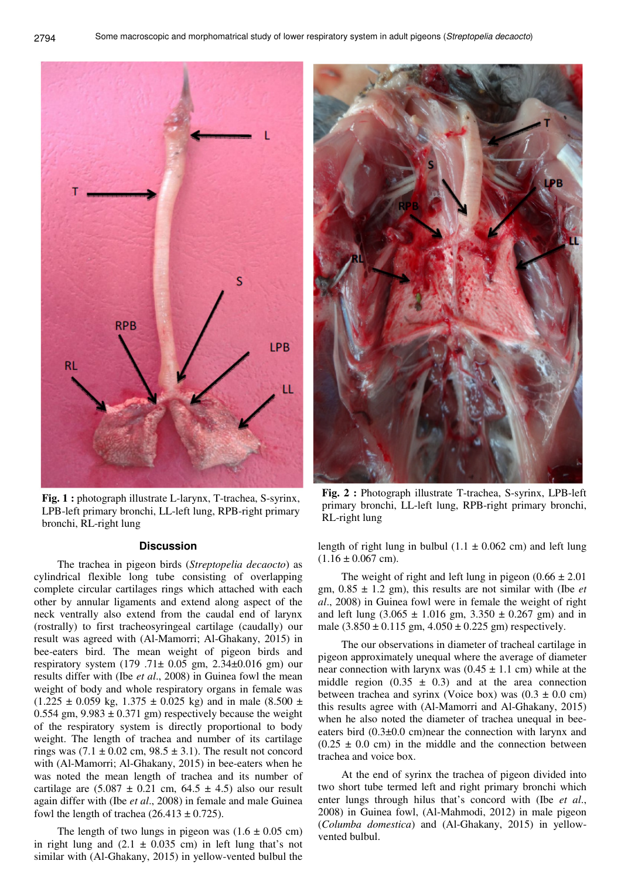**Fig. 1 :** photograph illustrate L-larynx, T-trachea, S-syrinx, LPB-left primary bronchi, LL-left lung, RPB-right primary bronchi, RL-right lung

**Fig. 2 :** Photograph illustrate T-trachea, S-syrinx, LPB-left primary bronchi, LL-left lung, RPB-right primary bronchi, RL-right lung

## Discussion

The trachea in pigeon birds (*Streptopelia decaocto*) as cylindrical flexible long tube consisting of overlapping complete circular cartilages rings which attached with each other by annular ligaments and extend along aspect of the neck ventrally also extend from the caudal end of larynx (rostrally) to first tracheosyringeal cartilage (caudally) our result was agreed with (Al-Mamorri; Al-Ghakany, 2015) in bee-eaters bird. The mean weight of pigeon birds and respiratory system (179 .71± 0.05 gm, 2.34±0.016 gm) our results differ with (Ibe *et al*., 2008) in Guinea fowl the mean weight of body and whole respiratory organs in female was (1.225 ± 0.059 kg, 1.375 ± 0.025 kg) and in male (8.500 ± 0.554 gm, 9.983 ± 0.371 gm) respectively because the weight of the respiratory system is directly proportional to body weight. The length of trachea and number of its cartilage rings was (7.1 ± 0.02 cm, 98.5 ± 3.1). The result not concord with (Al-Mamorri; Al-Ghakany, 2015) in bee-eaters when he was noted the mean length of trachea and its number of cartilage are (5.087 ± 0.21 cm, 64.5 ± 4.5) also our result again differ with (Ibe *et al*., 2008) in female and male Guinea fowl the length of trachea (26.413 ± 0.725).

The length of two lungs in pigeon was (1.6 ± 0.05 cm) in right lung and (2.1 ± 0.035 cm) in left lung that's not similar with (Al-Ghakany, 2015) in yellow-vented bulbul the length of right lung in bulbul (1.1 ± 0.062 cm) and left lung (1.16 ± 0.067 cm).

The weight of right and left lung in pigeon (0.66 ± 2.01 gm, 0.85 ± 1.2 gm), this results are not similar with (Ibe *et al*., 2008) in Guinea fowl were in female the weight of right and left lung (3.065 ± 1.016 gm, 3.350 ± 0.267 gm) and in male (3.850 ± 0.115 gm, 4.050 ± 0.225 gm) respectively.

The our observations in diameter of tracheal cartilage in pigeon approximately unequal where the average of diameter near connection with larynx was (0.45 ± 1.1 cm) while at the middle region (0.35 ± 0.3) and at the area connection between trachea and syrinx (Voice box) was (0.3 ± 0.0 cm) this results agree with (Al-Mamorri and Al-Ghakany, 2015) when he also noted the diameter of trachea unequal in bee-eaters bird (0.3±0.0 cm)near the connection with larynx and (0.25 ± 0.0 cm) in the middle and the connection between trachea and voice box.

At the end of syrinx the trachea of pigeon divided into two short tube termed left and right primary bronchi which enter lungs through hilus that's concord with (Ibe *et al*., 2008) in Guinea fowl, (Al-Mahmodi, 2012) in male pigeon (*Columba domestica*) and (Al-Ghakany, 2015) in yellow-vented bulbul.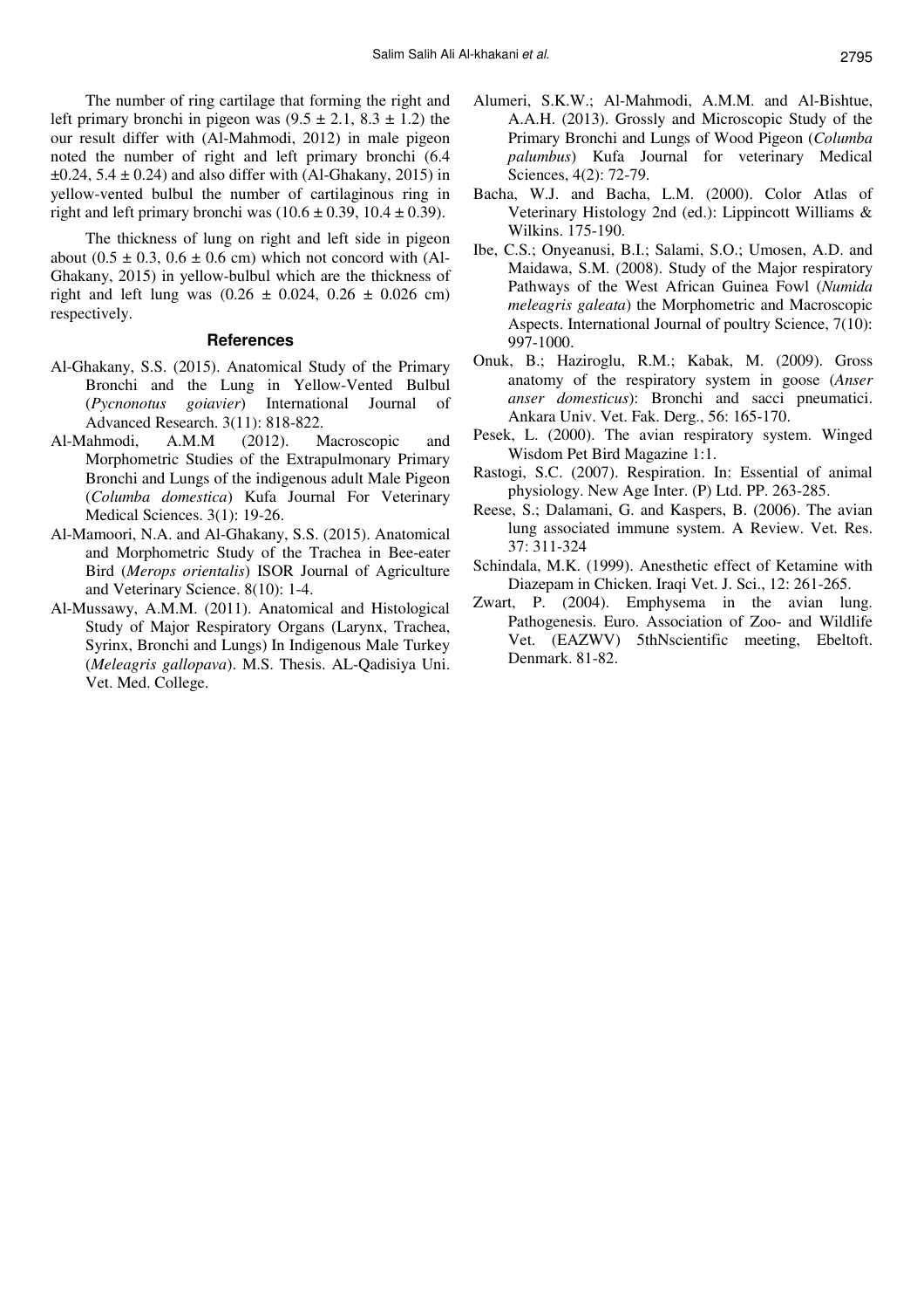The number of ring cartilage that forming the right and left primary bronchi in pigeon was ($9.5 \pm 2.1$, $8.3 \pm 1.2$) the our result differ with (Al-Mahmodi, 2012) in male pigeon noted the number of right and left primary bronchi ($6.4 \pm 0.24$, $5.4 \pm 0.24$) and also differ with (Al-Ghakany, 2015) in yellow-vented bulbul the number of cartilaginous ring in right and left primary bronchi was ($10.6 \pm 0.39$, $10.4 \pm 0.39$).

The thickness of lung on right and left side in pigeon about ($0.5 \pm 0.3$, $0.6 \pm 0.6$ cm) which not concord with (Al-Ghakany, 2015) in yellow-bulbul which are the thickness of right and left lung was ($0.26 \pm 0.024$, $0.26 \pm 0.026$ cm) respectively.

## References

Al-Ghakany, S.S. (2015). Anatomical Study of the Primary Bronchi and the Lung in Yellow-Vented Bulbul (*Pycnonotus goiavier*) International Journal of Advanced Research. 3(11): 818-822.

Al-Mahmodi, A.M.M (2012). Macroscopic and Morphometric Studies of the Extrapulmonary Primary Bronchi and Lungs of the indigenous adult Male Pigeon (*Columba domestica*) Kufa Journal For Veterinary Medical Sciences. 3(1): 19-26.

Al-Mamoori, N.A. and Al-Ghakany, S.S. (2015). Anatomical and Morphometric Study of the Trachea in Bee-eater Bird (*Merops orientalis*) ISOR Journal of Agriculture and Veterinary Science. 8(10): 1-4.

Al-Mussawy, A.M.M. (2011). Anatomical and Histological Study of Major Respiratory Organs (Larynx, Trachea, Syrinx, Bronchi and Lungs) In Indigenous Male Turkey (*Meleagris gallopava*). M.S. Thesis. AL-Qadisiya Uni. Vet. Med. College.

Alumeri, S.K.W.; Al-Mahmodi, A.M.M. and Al-Bishtue, A.A.H. (2013). Grossly and Microscopic Study of the Primary Bronchi and Lungs of Wood Pigeon (*Columba palumbus*) Kufa Journal for veterinary Medical Sciences, 4(2): 72-79.

Bacha, W.J. and Bacha, L.M. (2000). Color Atlas of Veterinary Histology 2nd (ed.): Lippincott Williams & Wilkins. 175-190.

Ibe, C.S.; Onyeanusi, B.I.; Salami, S.O.; Umosen, A.D. and Maidawa, S.M. (2008). Study of the Major respiratory Pathways of the West African Guinea Fowl (*Numida meleagris galeata*) the Morphometric and Macroscopic Aspects. International Journal of poultry Science, 7(10): 997-1000.

Onuk, B.; Haziroglu, R.M.; Kabak, M. (2009). Gross anatomy of the respiratory system in goose (*Anser anser domesticus*): Bronchi and sacci pneumatici. Ankara Univ. Vet. Fak. Derg., 56: 165-170.

Pesek, L. (2000). The avian respiratory system. Winged Wisdom Pet Bird Magazine 1:1.

Rastogi, S.C. (2007). Respiration. In: Essential of animal physiology. New Age Inter. (P) Ltd. PP. 263-285.

Reese, S.; Dalamani, G. and Kaspers, B. (2006). The avian lung associated immune system. A Review. Vet. Res. 37: 311-324

Schindala, M.K. (1999). Anesthetic effect of Ketamine with Diazepam in Chicken. Iraqi Vet. J. Sci., 12: 261-265.

Zwart, P. (2004). Emphysema in the avian lung. Pathogenesis. Euro. Association of Zoo- and Wildlife Vet. (EAZWV) 5thNscientific meeting, Ebeltoft. Denmark. 81-82.